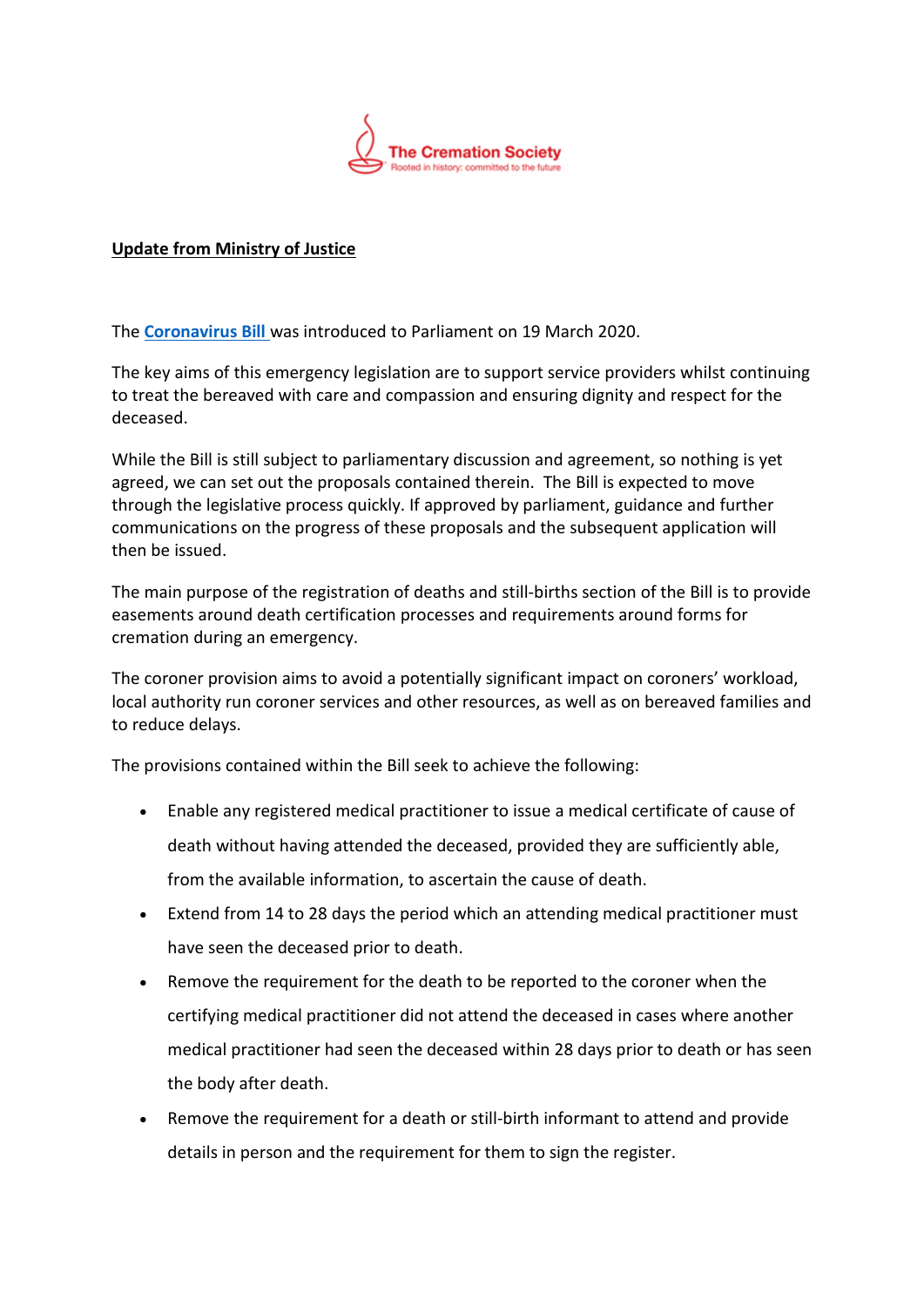The Cremation Society

Rooted in history: committed to the future

**Update from Ministry of Justice**

The **Coronavirus Bill** was introduced to Parliament on 19 March 2020.

The key aims of this emergency legislation are to support service providers whilst continuing to treat the bereaved with care and compassion and ensuring dignity and respect for the deceased.

While the Bill is still subject to parliamentary discussion and agreement, so nothing is yet agreed, we can set out the proposals contained therein. The Bill is expected to move through the legislative process quickly. If approved by parliament, guidance and further communications on the progress of these proposals and the subsequent application will then be issued.

The main purpose of the registration of deaths and still-births section of the Bill is to provide easements around death certification processes and requirements around forms for cremation during an emergency.

The coroner provision aims to avoid a potentially significant impact on coroners' workload, local authority run coroner services and other resources, as well as on bereaved families and to reduce delays.

The provisions contained within the Bill seek to achieve the following:

- Enable any registered medical practitioner to issue a medical certificate of cause of death without having attended the deceased, provided they are sufficiently able, from the available information, to ascertain the cause of death.
- Extend from 14 to 28 days the period which an attending medical practitioner must have seen the deceased prior to death.
- Remove the requirement for the death to be reported to the coroner when the certifying medical practitioner did not attend the deceased in cases where another medical practitioner had seen the deceased within 28 days prior to death or has seen the body after death.
- Remove the requirement for a death or still-birth informant to attend and provide details in person and the requirement for them to sign the register.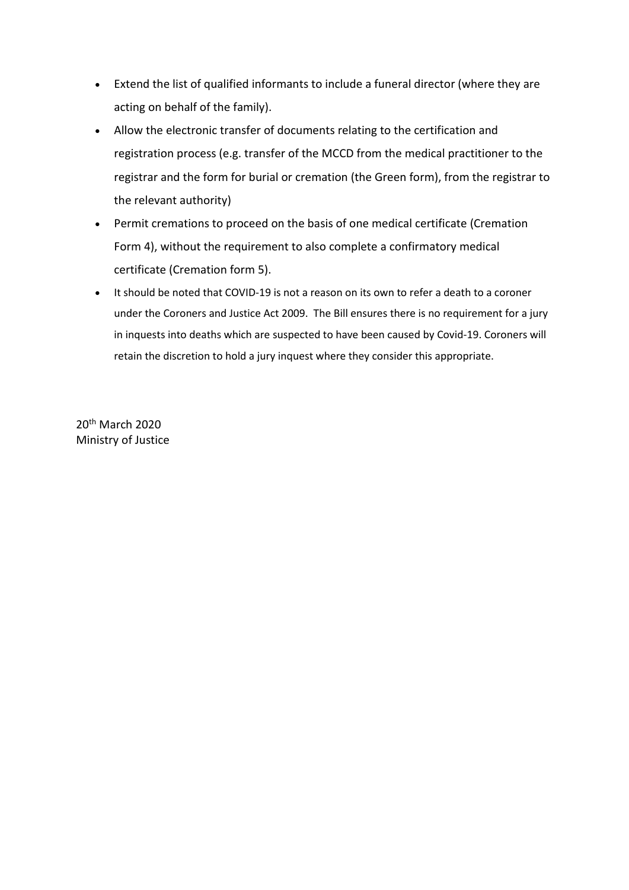- Extend the list of qualified informants to include a funeral director (where they are acting on behalf of the family).
- Allow the electronic transfer of documents relating to the certification and registration process (e.g. transfer of the MCCD from the medical practitioner to the registrar and the form for burial or cremation (the Green form), from the registrar to the relevant authority)
- Permit cremations to proceed on the basis of one medical certificate (Cremation Form 4), without the requirement to also complete a confirmatory medical certificate (Cremation form 5).
- It should be noted that COVID-19 is not a reason on its own to refer a death to a coroner under the Coroners and Justice Act 2009. The Bill ensures there is no requirement for a jury in inquests into deaths which are suspected to have been caused by Covid-19. Coroners will retain the discretion to hold a jury inquest where they consider this appropriate.

20th March 2020
Ministry of Justice